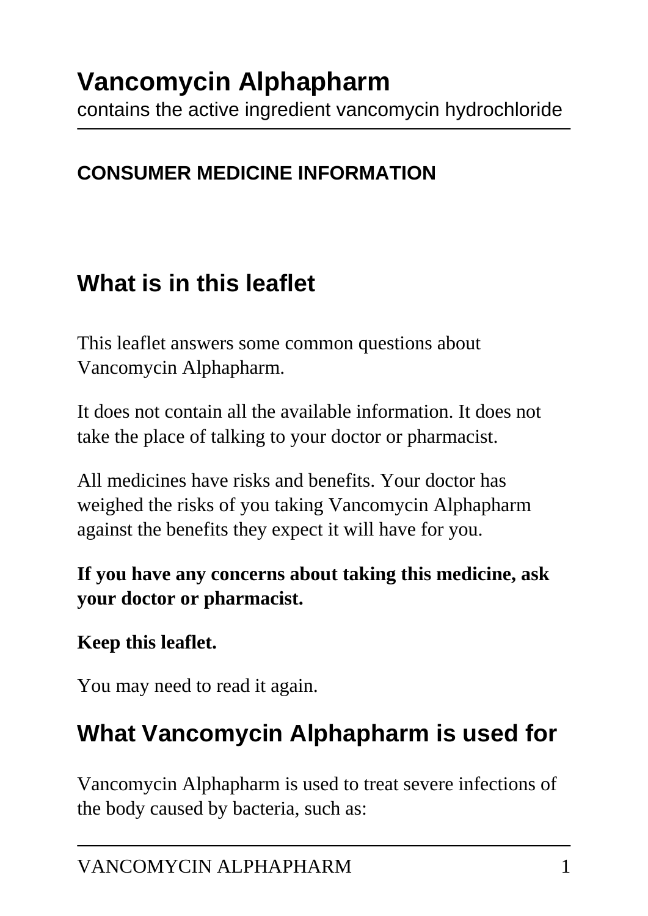# Vancomycin Alphapharm

contains the active ingredient vancomycin hydrochloride

**CONSUMER MEDICINE INFORMATION**

## What is in this leaflet

This leaflet answers some common questions about Vancomycin Alphapharm.

It does not contain all the available information. It does not take the place of talking to your doctor or pharmacist.

All medicines have risks and benefits. Your doctor has weighed the risks of you taking Vancomycin Alphapharm against the benefits they expect it will have for you.

**If you have any concerns about taking this medicine, ask your doctor or pharmacist.**

**Keep this leaflet.**

You may need to read it again.

## What Vancomycin Alphapharm is used for

Vancomycin Alphapharm is used to treat severe infections of the body caused by bacteria, such as: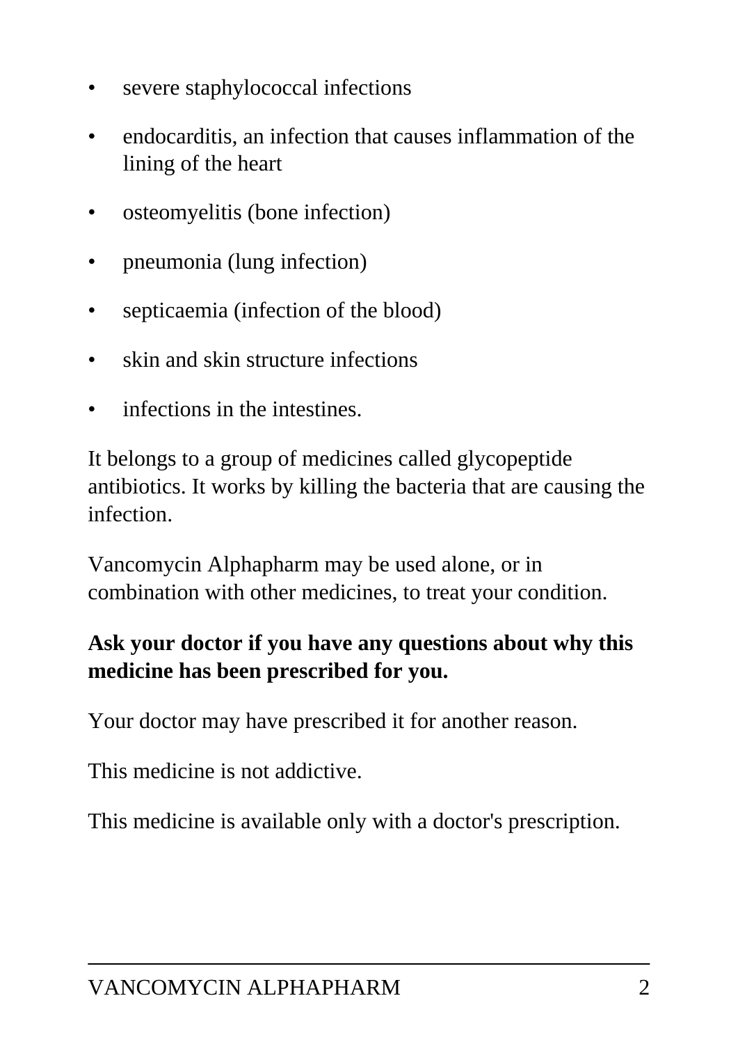- severe staphylococcal infections
- endocarditis, an infection that causes inflammation of the lining of the heart
- osteomyelitis (bone infection)
- pneumonia (lung infection)
- septicaemia (infection of the blood)
- skin and skin structure infections
- infections in the intestines.

It belongs to a group of medicines called glycopeptide antibiotics. It works by killing the bacteria that are causing the infection.

Vancomycin Alphapharm may be used alone, or in combination with other medicines, to treat your condition.

**Ask your doctor if you have any questions about why this medicine has been prescribed for you.**

Your doctor may have prescribed it for another reason.

This medicine is not addictive.

This medicine is available only with a doctor's prescription.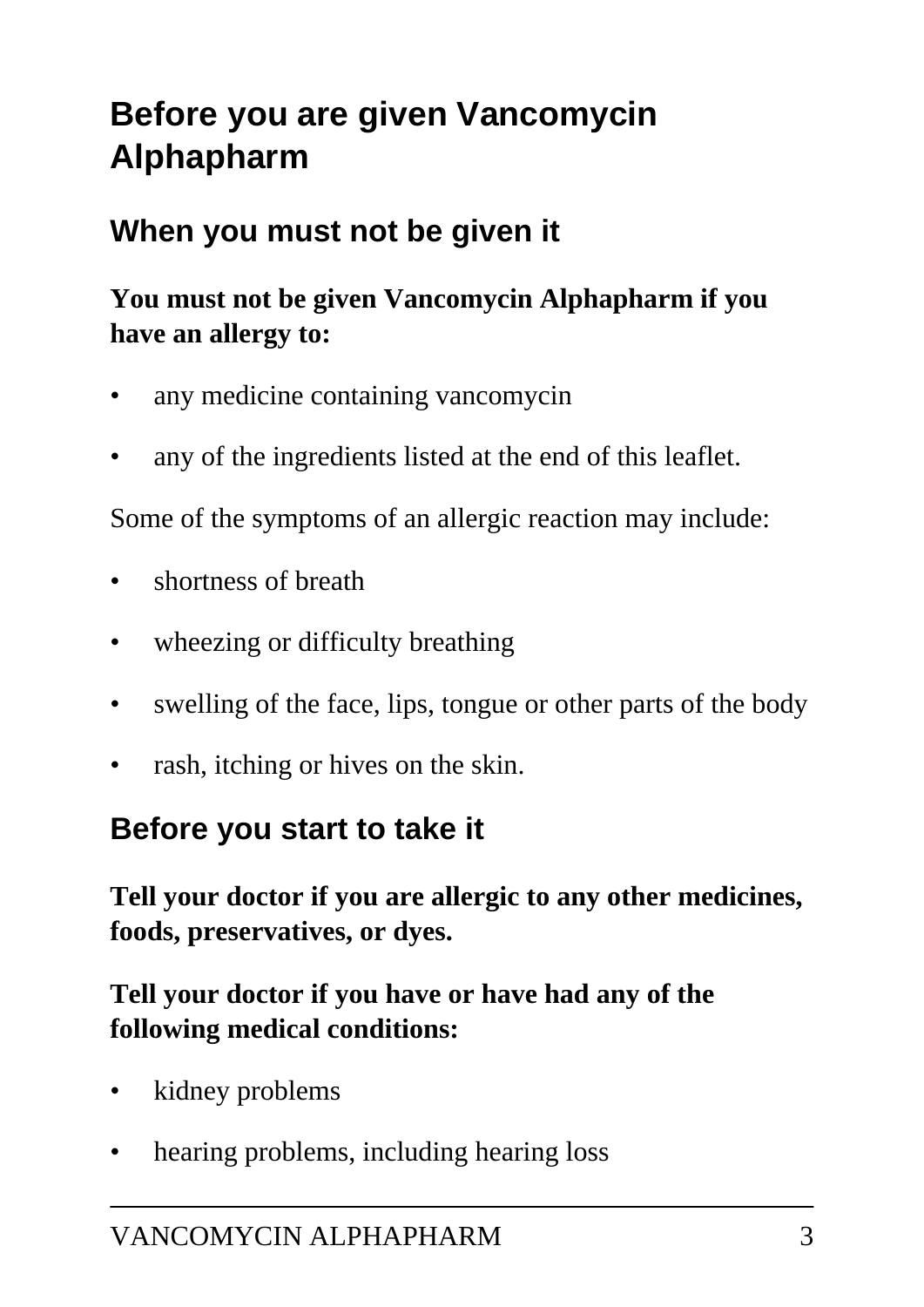# Before you are given Vancomycin Alphapharm

## When you must not be given it

**You must not be given Vancomycin Alphapharm if you have an allergy to:**

- any medicine containing vancomycin
- any of the ingredients listed at the end of this leaflet.

Some of the symptoms of an allergic reaction may include:

- shortness of breath
- wheezing or difficulty breathing
- swelling of the face, lips, tongue or other parts of the body
- rash, itching or hives on the skin.

## Before you start to take it

**Tell your doctor if you are allergic to any other medicines, foods, preservatives, or dyes.**

**Tell your doctor if you have or have had any of the following medical conditions:**

- kidney problems
- hearing problems, including hearing loss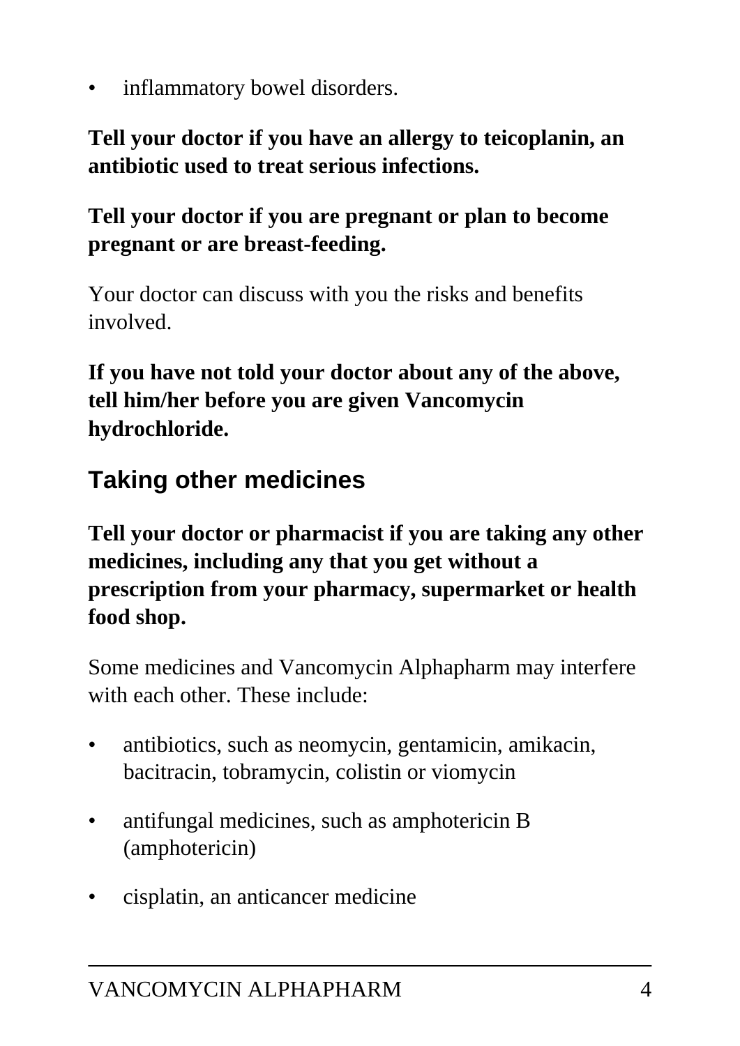- inflammatory bowel disorders.

**Tell your doctor if you have an allergy to teicoplanin, an antibiotic used to treat serious infections.**

**Tell your doctor if you are pregnant or plan to become pregnant or are breast-feeding.**

Your doctor can discuss with you the risks and benefits involved.

**If you have not told your doctor about any of the above, tell him/her before you are given Vancomycin hydrochloride.**

## Taking other medicines

**Tell your doctor or pharmacist if you are taking any other medicines, including any that you get without a prescription from your pharmacy, supermarket or health food shop.**

Some medicines and Vancomycin Alphapharm may interfere with each other. These include:

- antibiotics, such as neomycin, gentamicin, amikacin, bacitracin, tobramycin, colistin or viomycin
- antifungal medicines, such as amphotericin B (amphotericin)
- cisplatin, an anticancer medicine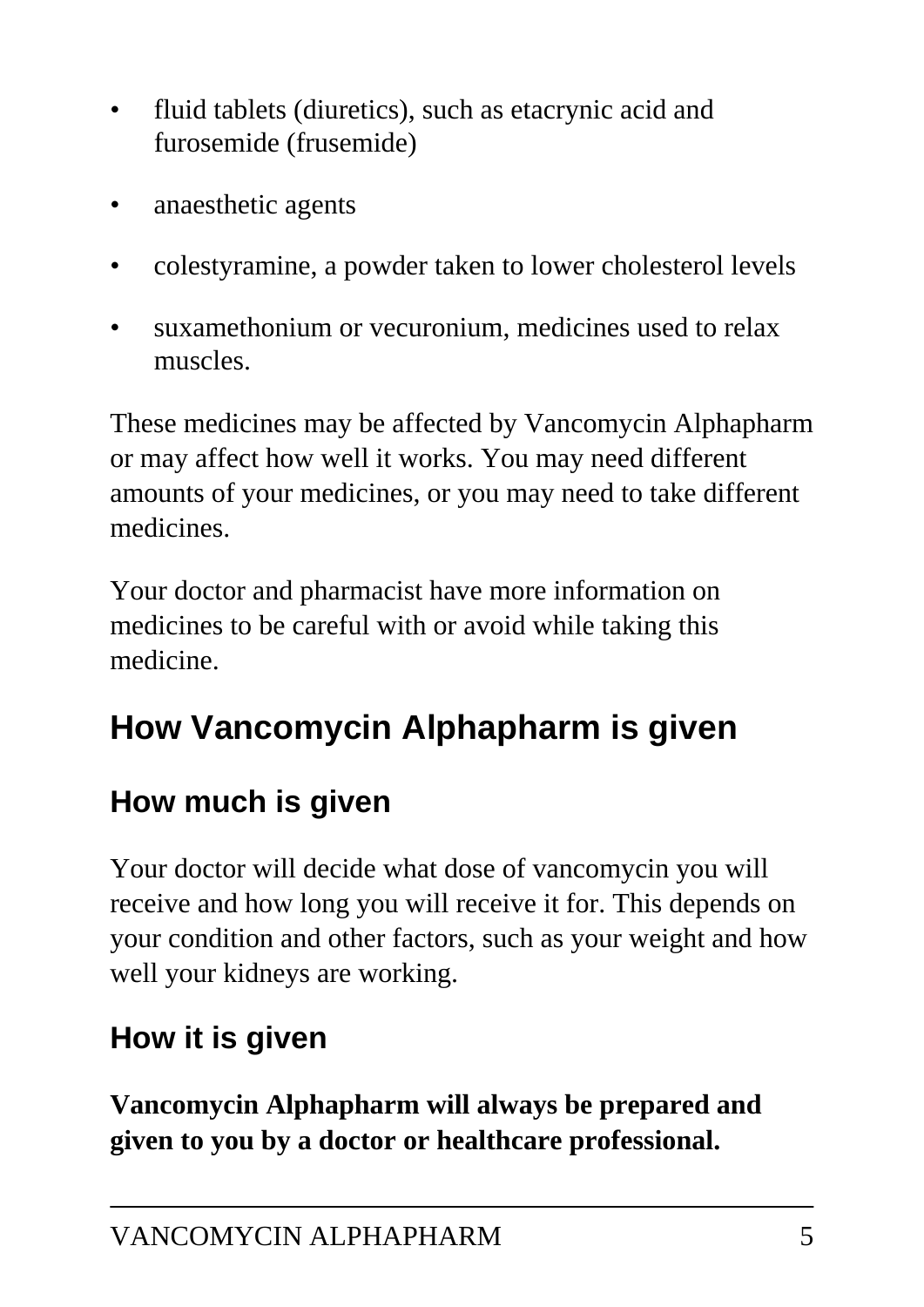- fluid tablets (diuretics), such as etacrynic acid and furosemide (frusemide)
- anaesthetic agents
- colestyramine, a powder taken to lower cholesterol levels
- suxamethonium or vecuronium, medicines used to relax muscles.

These medicines may be affected by Vancomycin Alphapharm or may affect how well it works. You may need different amounts of your medicines, or you may need to take different medicines.

Your doctor and pharmacist have more information on medicines to be careful with or avoid while taking this medicine.

# How Vancomycin Alphapharm is given

## How much is given

Your doctor will decide what dose of vancomycin you will receive and how long you will receive it for. This depends on your condition and other factors, such as your weight and how well your kidneys are working.

## How it is given

**Vancomycin Alphapharm will always be prepared and given to you by a doctor or healthcare professional.**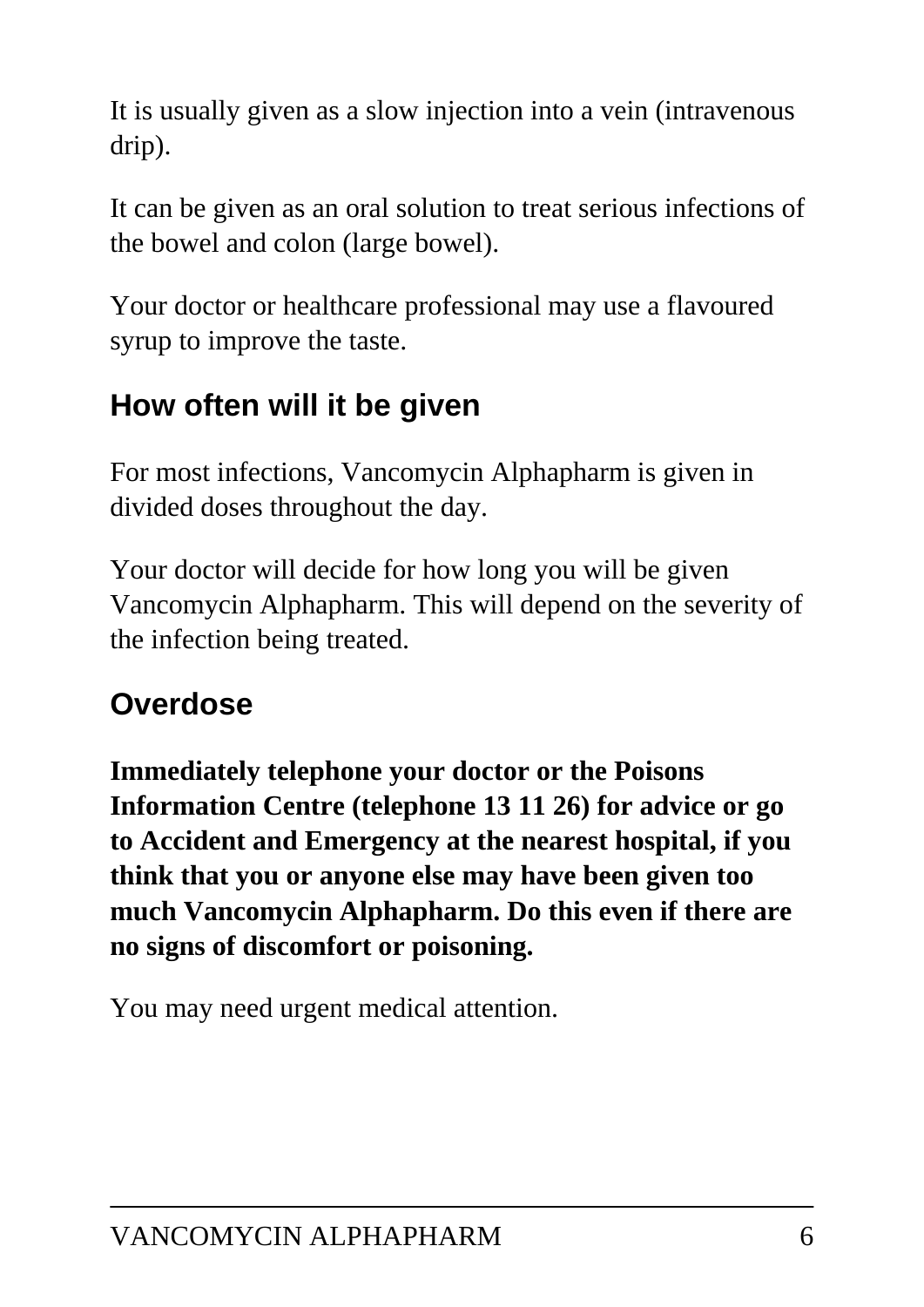It is usually given as a slow injection into a vein (intravenous drip).

It can be given as an oral solution to treat serious infections of the bowel and colon (large bowel).

Your doctor or healthcare professional may use a flavoured syrup to improve the taste.

## How often will it be given

For most infections, Vancomycin Alphapharm is given in divided doses throughout the day.

Your doctor will decide for how long you will be given Vancomycin Alphapharm. This will depend on the severity of the infection being treated.

## Overdose

**Immediately telephone your doctor or the Poisons Information Centre (telephone 13 11 26) for advice or go to Accident and Emergency at the nearest hospital, if you think that you or anyone else may have been given too much Vancomycin Alphapharm. Do this even if there are no signs of discomfort or poisoning.**

You may need urgent medical attention.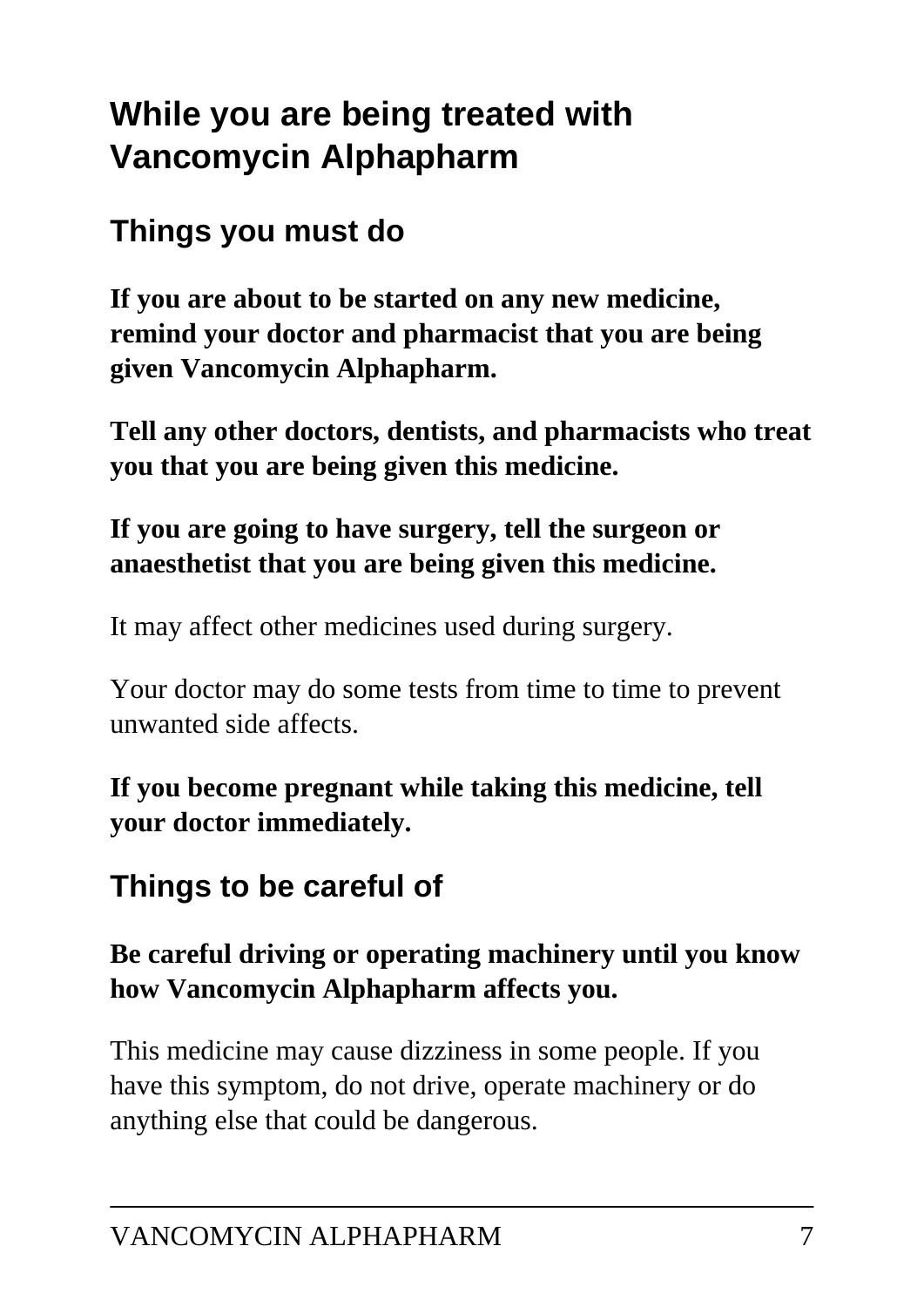## While you are being treated with Vancomycin Alphapharm

### Things you must do

**If you are about to be started on any new medicine, remind your doctor and pharmacist that you are being given Vancomycin Alphapharm.**

**Tell any other doctors, dentists, and pharmacists who treat you that you are being given this medicine.**

**If you are going to have surgery, tell the surgeon or anaesthetist that you are being given this medicine.**

It may affect other medicines used during surgery.

Your doctor may do some tests from time to time to prevent unwanted side affects.

**If you become pregnant while taking this medicine, tell your doctor immediately.**

### Things to be careful of

**Be careful driving or operating machinery until you know how Vancomycin Alphapharm affects you.**

This medicine may cause dizziness in some people. If you have this symptom, do not drive, operate machinery or do anything else that could be dangerous.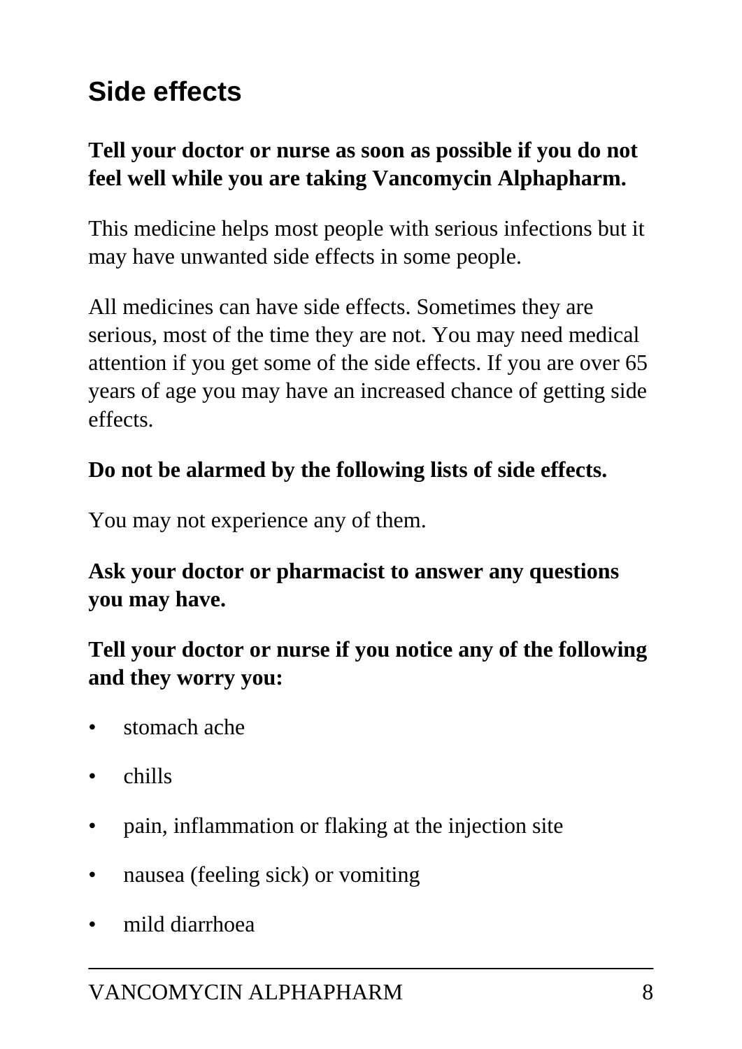## Side effects

**Tell your doctor or nurse as soon as possible if you do not feel well while you are taking Vancomycin Alphapharm.**

This medicine helps most people with serious infections but it may have unwanted side effects in some people.

All medicines can have side effects. Sometimes they are serious, most of the time they are not. You may need medical attention if you get some of the side effects. If you are over 65 years of age you may have an increased chance of getting side effects.

**Do not be alarmed by the following lists of side effects.**

You may not experience any of them.

**Ask your doctor or pharmacist to answer any questions you may have.**

**Tell your doctor or nurse if you notice any of the following and they worry you:**

- stomach ache
- chills
- pain, inflammation or flaking at the injection site
- nausea (feeling sick) or vomiting
- mild diarrhoea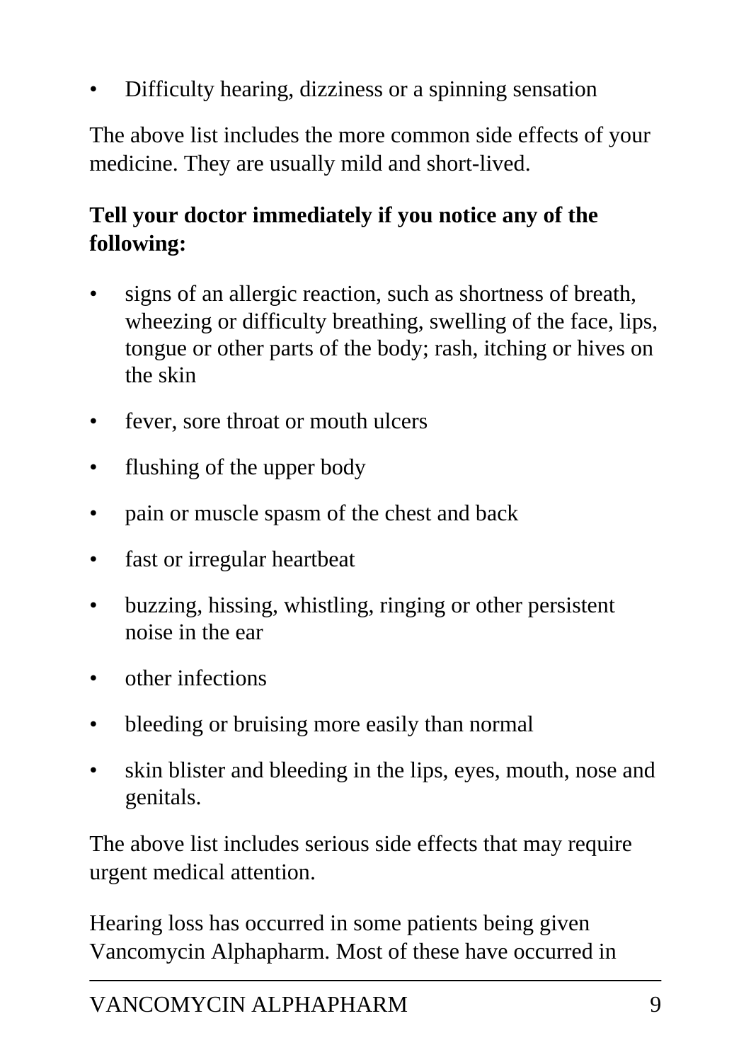- Difficulty hearing, dizziness or a spinning sensation

The above list includes the more common side effects of your medicine. They are usually mild and short-lived.

**Tell your doctor immediately if you notice any of the following:**

- signs of an allergic reaction, such as shortness of breath, wheezing or difficulty breathing, swelling of the face, lips, tongue or other parts of the body; rash, itching or hives on the skin
- fever, sore throat or mouth ulcers
- flushing of the upper body
- pain or muscle spasm of the chest and back
- fast or irregular heartbeat
- buzzing, hissing, whistling, ringing or other persistent noise in the ear
- other infections
- bleeding or bruising more easily than normal
- skin blister and bleeding in the lips, eyes, mouth, nose and genitals.

The above list includes serious side effects that may require urgent medical attention.

Hearing loss has occurred in some patients being given Vancomycin Alphapharm. Most of these have occurred in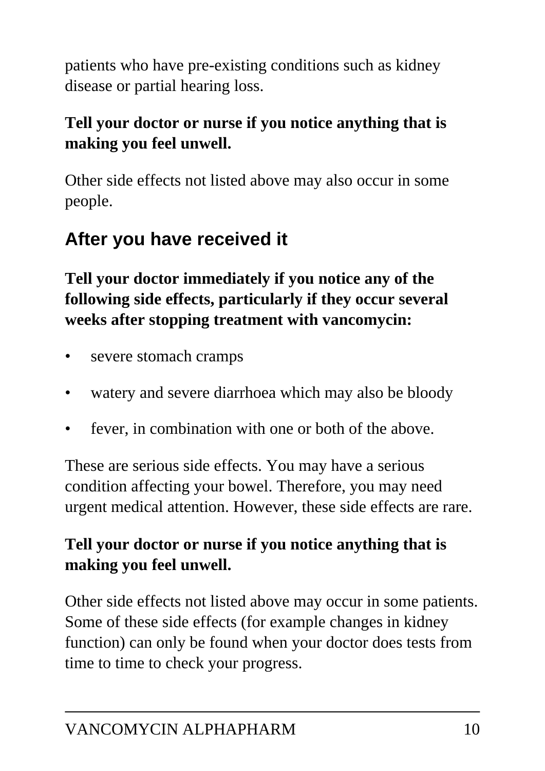patients who have pre-existing conditions such as kidney disease or partial hearing loss.

**Tell your doctor or nurse if you notice anything that is making you feel unwell.**

Other side effects not listed above may also occur in some people.

## After you have received it

**Tell your doctor immediately if you notice any of the following side effects, particularly if they occur several weeks after stopping treatment with vancomycin:**

- severe stomach cramps
- watery and severe diarrhoea which may also be bloody
- fever, in combination with one or both of the above.

These are serious side effects. You may have a serious condition affecting your bowel. Therefore, you may need urgent medical attention. However, these side effects are rare.

**Tell your doctor or nurse if you notice anything that is making you feel unwell.**

Other side effects not listed above may occur in some patients. Some of these side effects (for example changes in kidney function) can only be found when your doctor does tests from time to time to check your progress.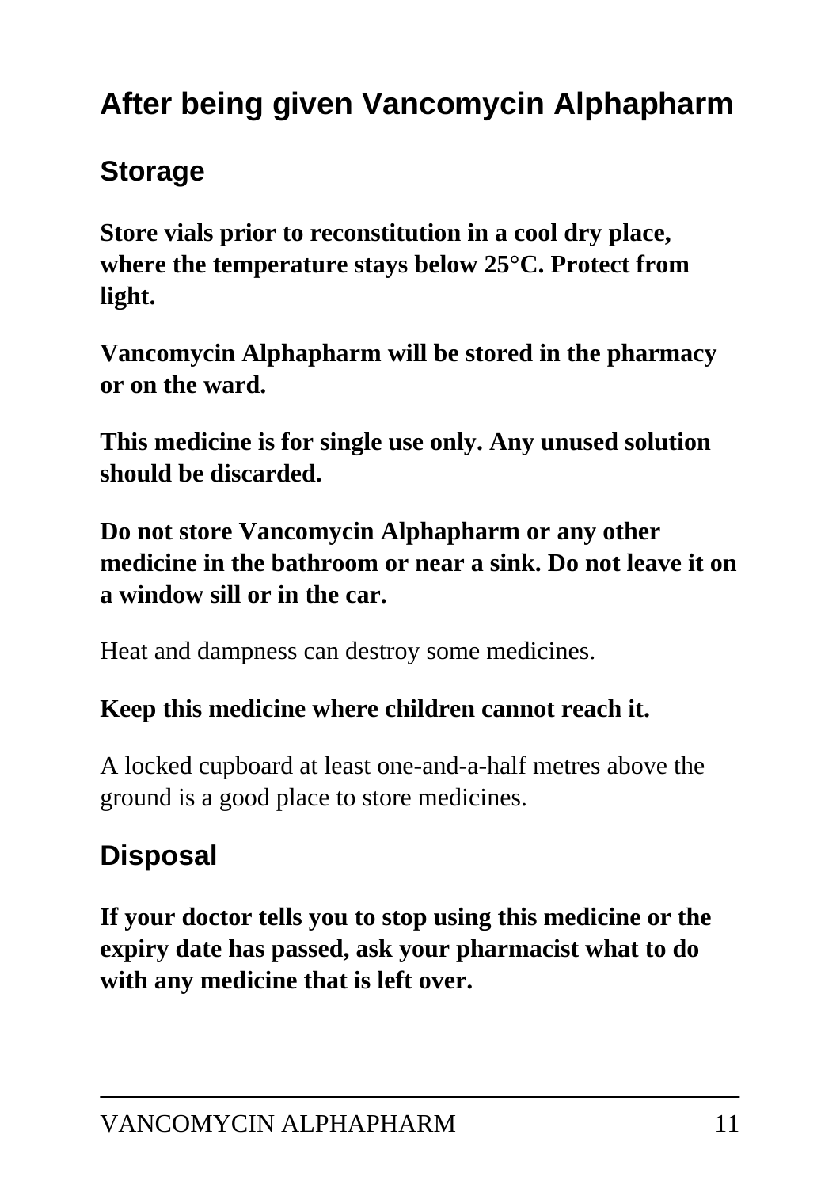## After being given Vancomycin Alphapharm

### Storage

**Store vials prior to reconstitution in a cool dry place, where the temperature stays below 25°C. Protect from light.**

**Vancomycin Alphapharm will be stored in the pharmacy or on the ward.**

**This medicine is for single use only. Any unused solution should be discarded.**

**Do not store Vancomycin Alphapharm or any other medicine in the bathroom or near a sink. Do not leave it on a window sill or in the car.**

Heat and dampness can destroy some medicines.

**Keep this medicine where children cannot reach it.**

A locked cupboard at least one-and-a-half metres above the ground is a good place to store medicines.

### Disposal

**If your doctor tells you to stop using this medicine or the expiry date has passed, ask your pharmacist what to do with any medicine that is left over.**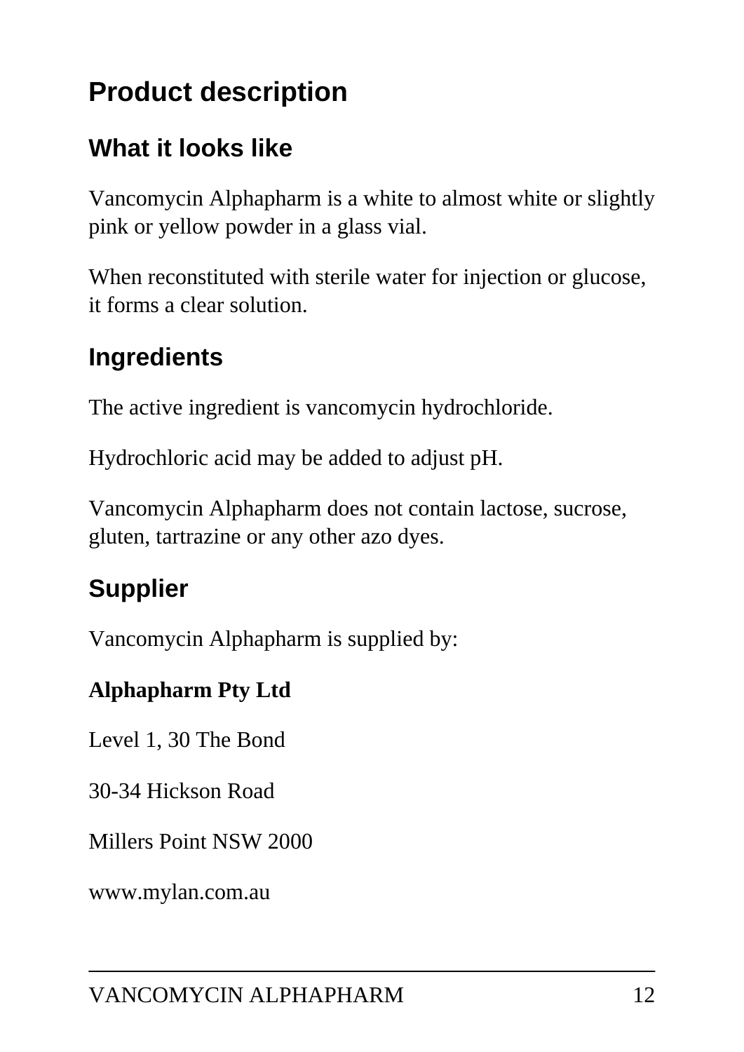# Product description

## What it looks like

Vancomycin Alphapharm is a white to almost white or slightly pink or yellow powder in a glass vial.

When reconstituted with sterile water for injection or glucose, it forms a clear solution.

## Ingredients

The active ingredient is vancomycin hydrochloride.

Hydrochloric acid may be added to adjust pH.

Vancomycin Alphapharm does not contain lactose, sucrose, gluten, tartrazine or any other azo dyes.

## Supplier

Vancomycin Alphapharm is supplied by:

**Alphapharm Pty Ltd**

Level 1, 30 The Bond

30-34 Hickson Road

Millers Point NSW 2000

www.mylan.com.au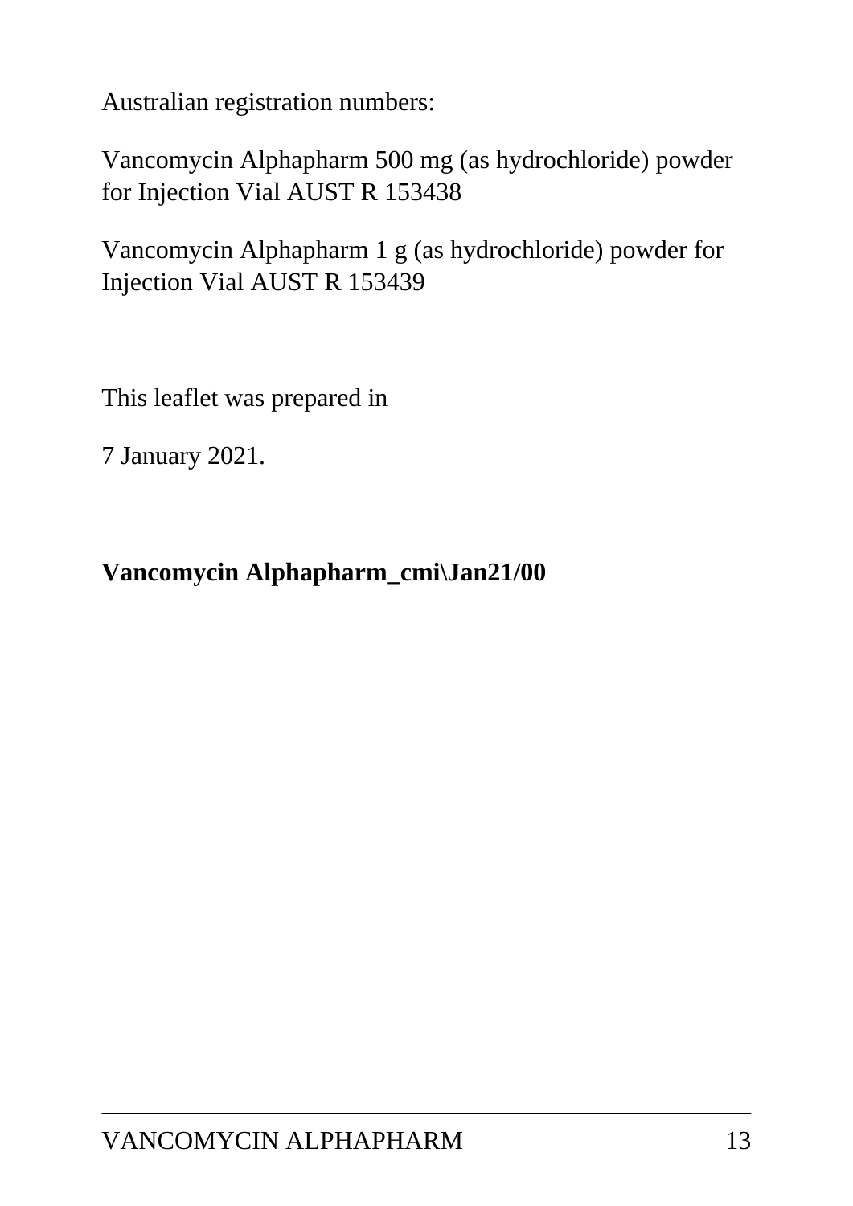Australian registration numbers:

Vancomycin Alphapharm 500 mg (as hydrochloride) powder for Injection Vial AUST R 153438

Vancomycin Alphapharm 1 g (as hydrochloride) powder for Injection Vial AUST R 153439

This leaflet was prepared in

7 January 2021.

**Vancomycin Alphapharm_cmi\Jan21/00**